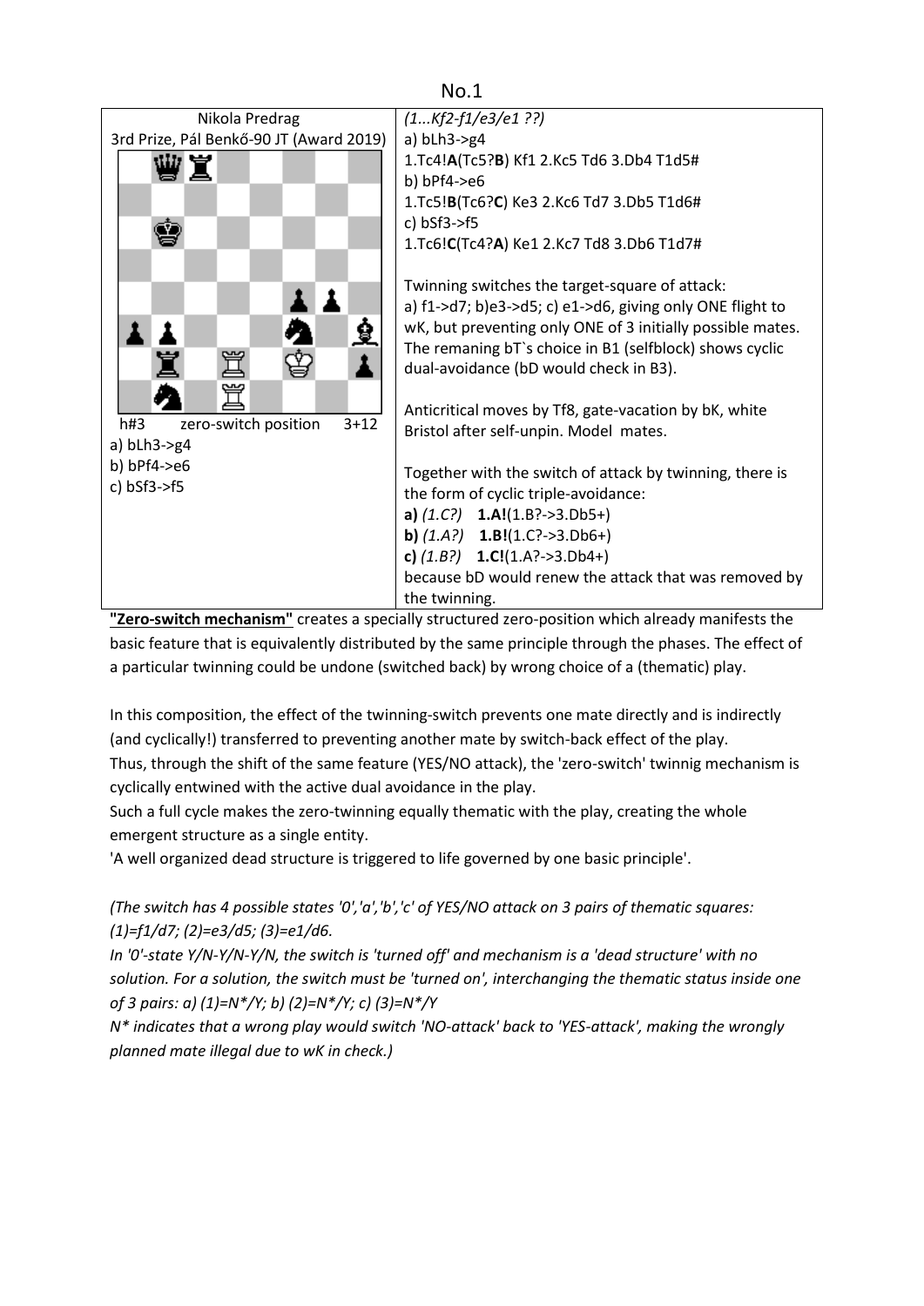# No.1

| Nikola Predrag<br>3rd Prize, Pál Benkő-90 JT (Award 2019) | *(1...Kf2-f1/e3/e1 ??)*<br>a) bLh3->g4<br>1.Tc4!**A**(Tc5?**B**) Kf1 2.Kc5 Td6 3.Db4 T1d5#<br>b) bPf4->e6<br>1.Tc5!**B**(Tc6?**C**) Ke3 2.Kc6 Td7 3.Db5 T1d6#<br>c) bSf3->f5<br>1.Tc6!**C**(Tc4?**A**) Ke1 2.Kc7 Td8 3.Db6 T1d7# |
|---|---|
| h#3 zero-switch position 3+12<br>a) bLh3->g4<br>b) bPf4->e6<br>c) bSf3->f5 | Twinning switches the target-square of attack:<br>a) f1->d7; b)e3->d5; c) e1->d6, giving only ONE flight to wK, but preventing only ONE of 3 initially possible mates. The remaning bT`s choice in B1 (selfblock) shows cyclic dual-avoidance (bD would check in B3).<br><br>Anticritical moves by Tf8, gate-vacation by bK, white Bristol after self-unpin. Model mates.<br><br>Together with the switch of attack by twinning, there is the form of cyclic triple-avoidance:<br>**a)** *(1.C?)* **1.A!**(1.B?->3.Db5+)<br>**b)** *(1.A?)* **1.B!**(1.C?->3.Db6+)<br>**c)** *(1.B?)* **1.C!**(1.A?->3.Db4+)<br>because bD would renew the attack that was removed by the twinning. |

**"Zero-switch mechanism"** creates a specially structured zero-position which already manifests the basic feature that is equivalently distributed by the same principle through the phases. The effect of a particular twinning could be undone (switched back) by wrong choice of a (thematic) play.

In this composition, the effect of the twinning-switch prevents one mate directly and is indirectly (and cyclically!) transferred to preventing another mate by switch-back effect of the play.
Thus, through the shift of the same feature (YES/NO attack), the 'zero-switch' twinnig mechanism is cyclically entwined with the active dual avoidance in the play.
Such a full cycle makes the zero-twinning equally thematic with the play, creating the whole emergent structure as a single entity.
'A well organized dead structure is triggered to life governed by one basic principle'.

*(The switch has 4 possible states '0','a','b','c' of YES/NO attack on 3 pairs of thematic squares: (1)=f1/d7; (2)=e3/d5; (3)=e1/d6.*
*In '0'-state Y/N-Y/N-Y/N, the switch is 'turned off' and mechanism is a 'dead structure' with no solution. For a solution, the switch must be 'turned on', interchanging the thematic status inside one of 3 pairs: a) (1)=N\*/Y; b) (2)=N\*/Y; c) (3)=N\*/Y*
*N\* indicates that a wrong play would switch 'NO-attack' back to 'YES-attack', making the wrongly planned mate illegal due to wK in check.)*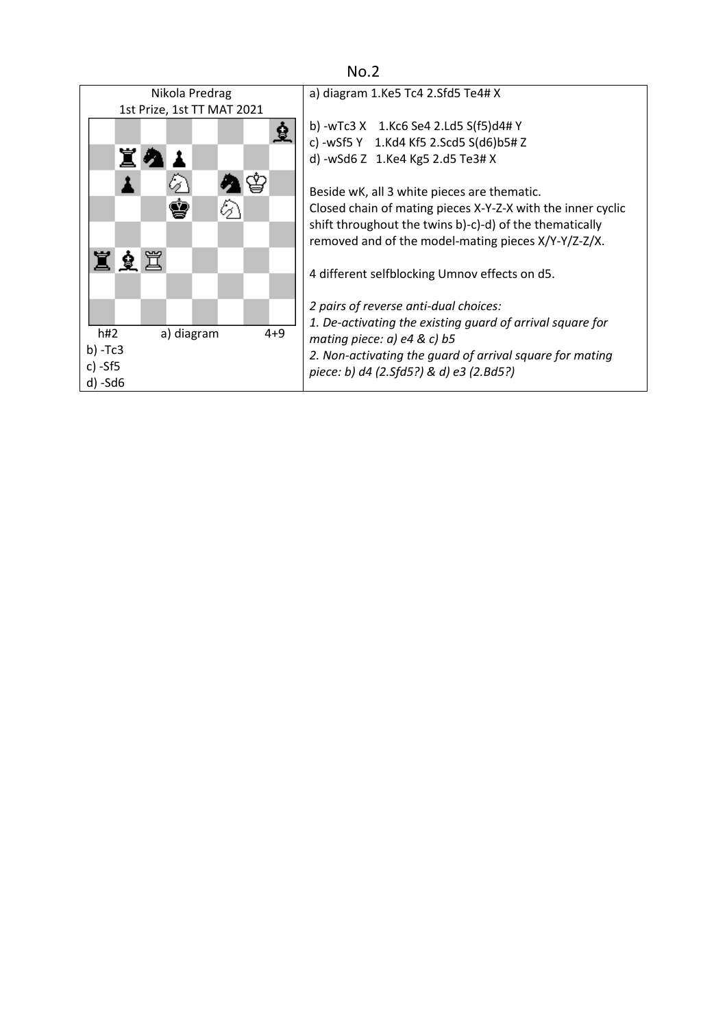## No.2

| Nikola Predrag<br>1st Prize, 1st TT MAT 2021 | a) diagram 1.Ke5 Tc4 2.Sfd5 Te4# X<br><br>b) -wTc3 X 1.Kc6 Se4 2.Ld5 S(f5)d4# Y<br>c) -wSf5 Y 1.Kd4 Kf5 2.Scd5 S(d6)b5# Z<br>d) -wSd6 Z 1.Ke4 Kg5 2.d5 Te3# X<br><br>Beside wK, all 3 white pieces are thematic.<br>Closed chain of mating pieces X-Y-Z-X with the inner cyclic shift throughout the twins b)-c)-d) of the thematically removed and of the model-mating pieces X/Y-Y/Z-Z/X.<br><br>4 different selfblocking Umnov effects on d5.<br><br>*2 pairs of reverse anti-dual choices:*<br>*1. De-activating the existing guard of arrival square for mating piece: a) e4 & c) b5*<br>*2. Non-activating the guard of arrival square for mating piece: b) d4 (2.Sfd5?) & d) e3 (2.Bd5?)* |
| --- | --- |
| h#2 a) diagram 4+9<br>b) -Tc3<br>c) -Sf5<br>d) -Sd6 | |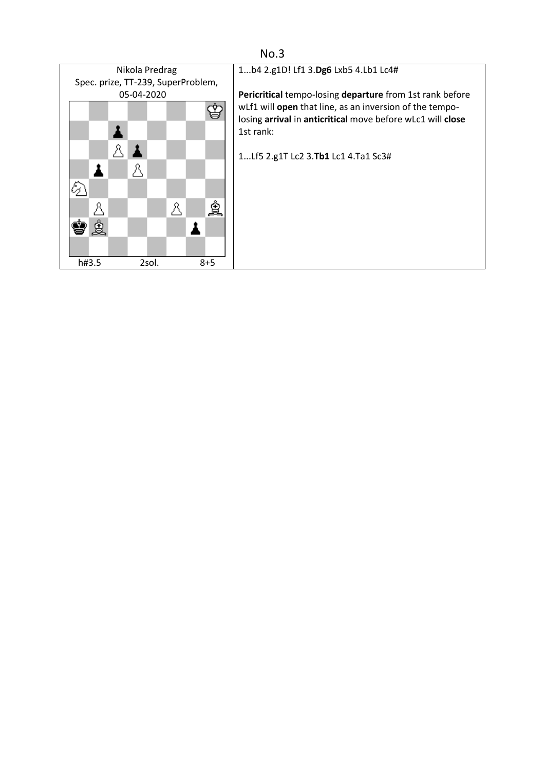No.3

| Nikola Predrag<br>Spec. prize, TT-239, SuperProblem, 05-04-2020 | 1...b4 2.g1D! Lf1 3.**Dg6** Lxb5 4.Lb1 Lc4#<br><br>**Pericritical** tempo-losing **departure** from 1st rank before wLf1 will **open** that line, as an inversion of the tempo-losing **arrival** in **anticritical** move before wLc1 will **close** 1st rank:<br><br>1...Lf5 2.g1T Lc2 3.**Tb1** Lc1 4.Ta1 Sc3# |
| --- | --- |
| h#3.5 2sol. 8+5 | |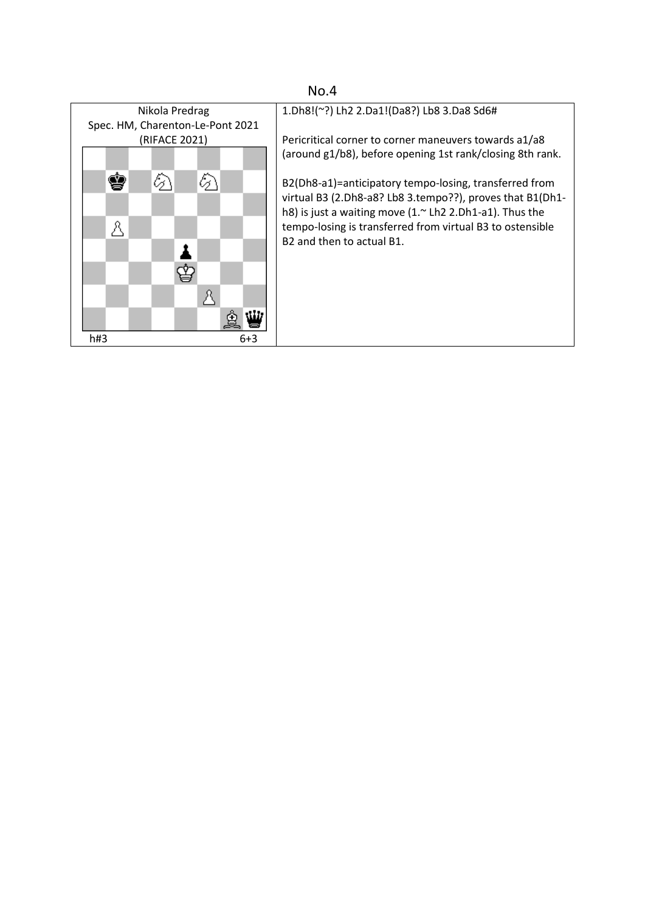No.4

Nikola Predrag
Spec. HM, Charenton-Le-Pont 2021
(RIFACE 2021)

h#3 6+3

1.Dh8!(~?) Lh2 2.Da1!(Da8?) Lb8 3.Da8 Sd6#

Pericritical corner to corner maneuvers towards a1/a8 (around g1/b8), before opening 1st rank/closing 8th rank.

B2(Dh8-a1)=anticipatory tempo-losing, transferred from virtual B3 (2.Dh8-a8? Lb8 3.tempo??), proves that B1(Dh1-h8) is just a waiting move (1.~ Lh2 2.Dh1-a1). Thus the tempo-losing is transferred from virtual B3 to ostensible B2 and then to actual B1.